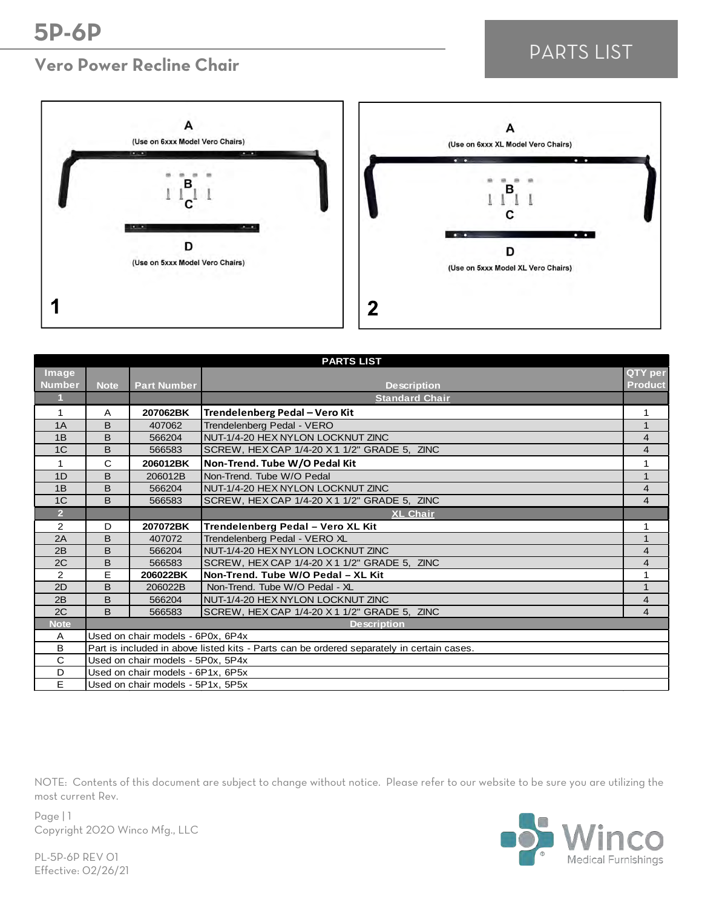# 5P-6P

## Vero Power Recline Chair

PARTS LIST

A
(Use on 6xxx Model Vero Chairs)

B
C

D
(Use on 5xxx Model Vero Chairs)

1

A
(Use on 6xxx XL Model Vero Chairs)

B
C

D
(Use on 5xxx Model XL Vero Chairs)

2

| Image Number | Note | Part Number | Description | QTY per Product |
|---|---|---|---|---|
| **1** | | | **Standard Chair** | |
| 1 | A | **207062BK** | **Trendelenberg Pedal – Vero Kit** | 1 |
| 1A | B | 407062 | Trendelenberg Pedal - VERO | 1 |
| 1B | B | 566204 | NUT-1/4-20 HEX NYLON LOCKNUT ZINC | 4 |
| 1C | B | 566583 | SCREW, HEX CAP 1/4-20 X 1 1/2" GRADE 5, ZINC | 4 |
| 1 | C | **206012BK** | **Non-Trend. Tube W/O Pedal Kit** | 1 |
| 1D | B | 206012B | Non-Trend. Tube W/O Pedal | 1 |
| 1B | B | 566204 | NUT-1/4-20 HEX NYLON LOCKNUT ZINC | 4 |
| 1C | B | 566583 | SCREW, HEX CAP 1/4-20 X 1 1/2" GRADE 5, ZINC | 4 |
| **2** | | | **XL Chair** | |
| 2 | D | **207072BK** | **Trendelenberg Pedal – Vero XL Kit** | 1 |
| 2A | B | 407072 | Trendelenberg Pedal - VERO XL | 1 |
| 2B | B | 566204 | NUT-1/4-20 HEX NYLON LOCKNUT ZINC | 4 |
| 2C | B | 566583 | SCREW, HEX CAP 1/4-20 X 1 1/2" GRADE 5, ZINC | 4 |
| 2 | E | **206022BK** | **Non-Trend. Tube W/O Pedal – XL Kit** | 1 |
| 2D | B | 206022B | Non-Trend. Tube W/O Pedal - XL | 1 |
| 2B | B | 566204 | NUT-1/4-20 HEX NYLON LOCKNUT ZINC | 4 |
| 2C | B | 566583 | SCREW, HEX CAP 1/4-20 X 1 1/2" GRADE 5, ZINC | 4 |

| Note | Description |
|---|---|
| A | Used on chair models - 6P0x, 6P4x |
| B | Part is included in above listed kits - Parts can be ordered separately in certain cases. |
| C | Used on chair models - 5P0x, 5P4x |
| D | Used on chair models - 6P1x, 6P5x |
| E | Used on chair models - 5P1x, 5P5x |

NOTE: Contents of this document are subject to change without notice. Please refer to our website to be sure you are utilizing the most current Rev.

Copyright 2020 Winco Mfg., LLC

PL-5P-6P REV 01
Effective: 02/26/21

Winco Medical Furnishings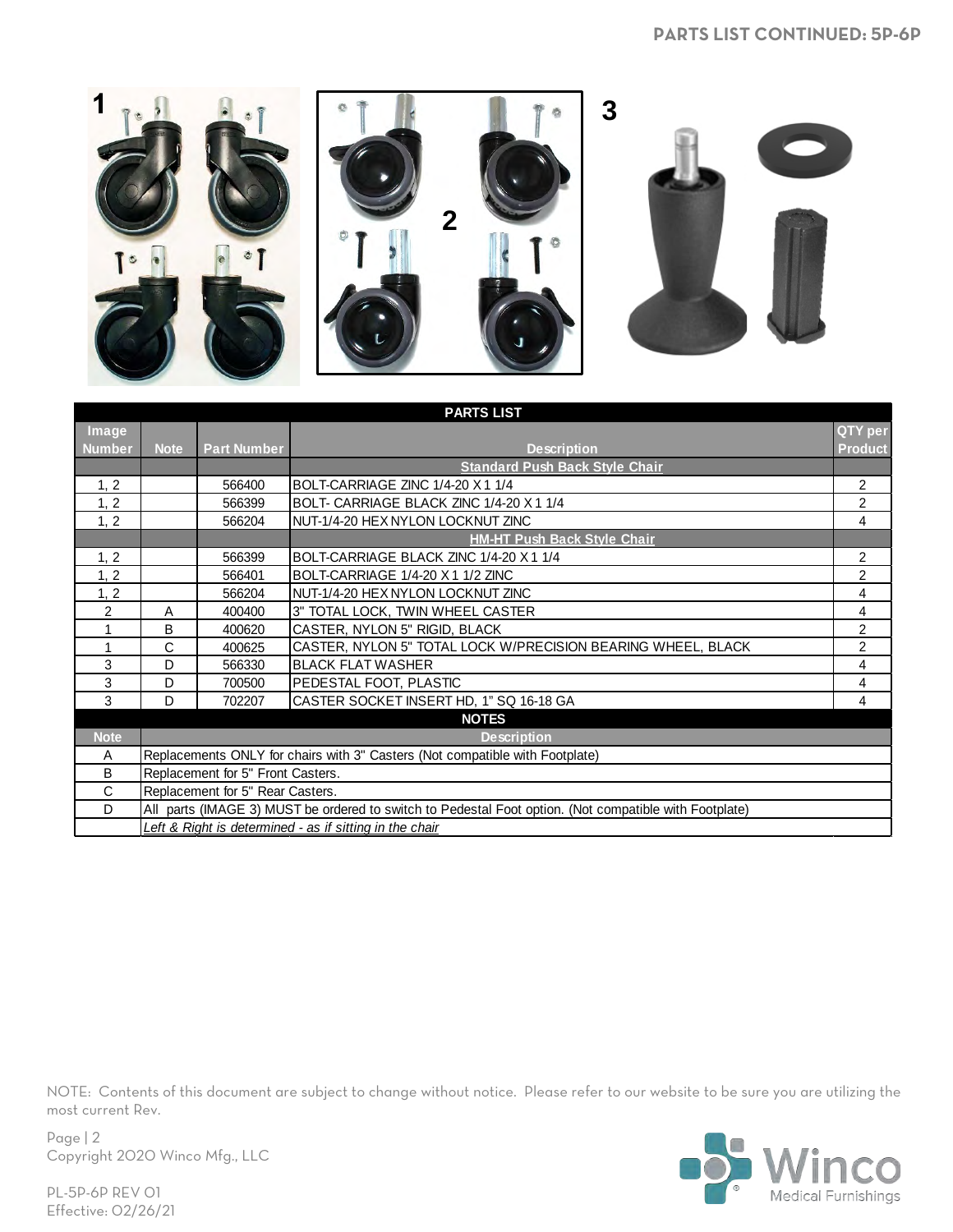## PARTS LIST CONTINUED: 5P-6P

1

2

3

| PARTS LIST | | | | |
|---|---|---|---|---|
| **Image Number** | **Note** | **Part Number** | **Description** | **QTY per Product** |
| | | | **Standard Push Back Style Chair** | |
| 1, 2 | | 566400 | BOLT-CARRIAGE ZINC 1/4-20 X 1 1/4 | 2 |
| 1, 2 | | 566399 | BOLT- CARRIAGE BLACK ZINC 1/4-20 X 1 1/4 | 2 |
| 1, 2 | | 566204 | NUT-1/4-20 HEX NYLON LOCKNUT ZINC | 4 |
| | | | **HM-HT Push Back Style Chair** | |
| 1, 2 | | 566399 | BOLT-CARRIAGE BLACK ZINC 1/4-20 X 1 1/4 | 2 |
| 1, 2 | | 566401 | BOLT-CARRIAGE 1/4-20 X 1 1/2 ZINC | 2 |
| 1, 2 | | 566204 | NUT-1/4-20 HEX NYLON LOCKNUT ZINC | 4 |
| 2 | A | 400400 | 3" TOTAL LOCK, TWIN WHEEL CASTER | 4 |
| 1 | B | 400620 | CASTER, NYLON 5" RIGID, BLACK | 2 |
| 1 | C | 400625 | CASTER, NYLON 5" TOTAL LOCK W/PRECISION BEARING WHEEL, BLACK | 2 |
| 3 | D | 566330 | BLACK FLAT WASHER | 4 |
| 3 | D | 700500 | PEDESTAL FOOT, PLASTIC | 4 |
| 3 | D | 702207 | CASTER SOCKET INSERT HD, 1" SQ 16-18 GA | 4 |

| NOTES | |
|---|---|
| **Note** | **Description** |
| A | Replacements ONLY for chairs with 3" Casters (Not compatible with Footplate) |
| B | Replacement for 5" Front Casters. |
| C | Replacement for 5" Rear Casters. |
| D | All parts (IMAGE 3) MUST be ordered to switch to Pedestal Foot option. (Not compatible with Footplate) |
| | *Left & Right is determined - as if sitting in the chair* |

NOTE: Contents of this document are subject to change without notice. Please refer to our website to be sure you are utilizing the most current Rev.

Copyright 2020 Winco Mfg., LLC

PL-5P-6P REV 01
Effective: 02/26/21

Winco Medical Furnishings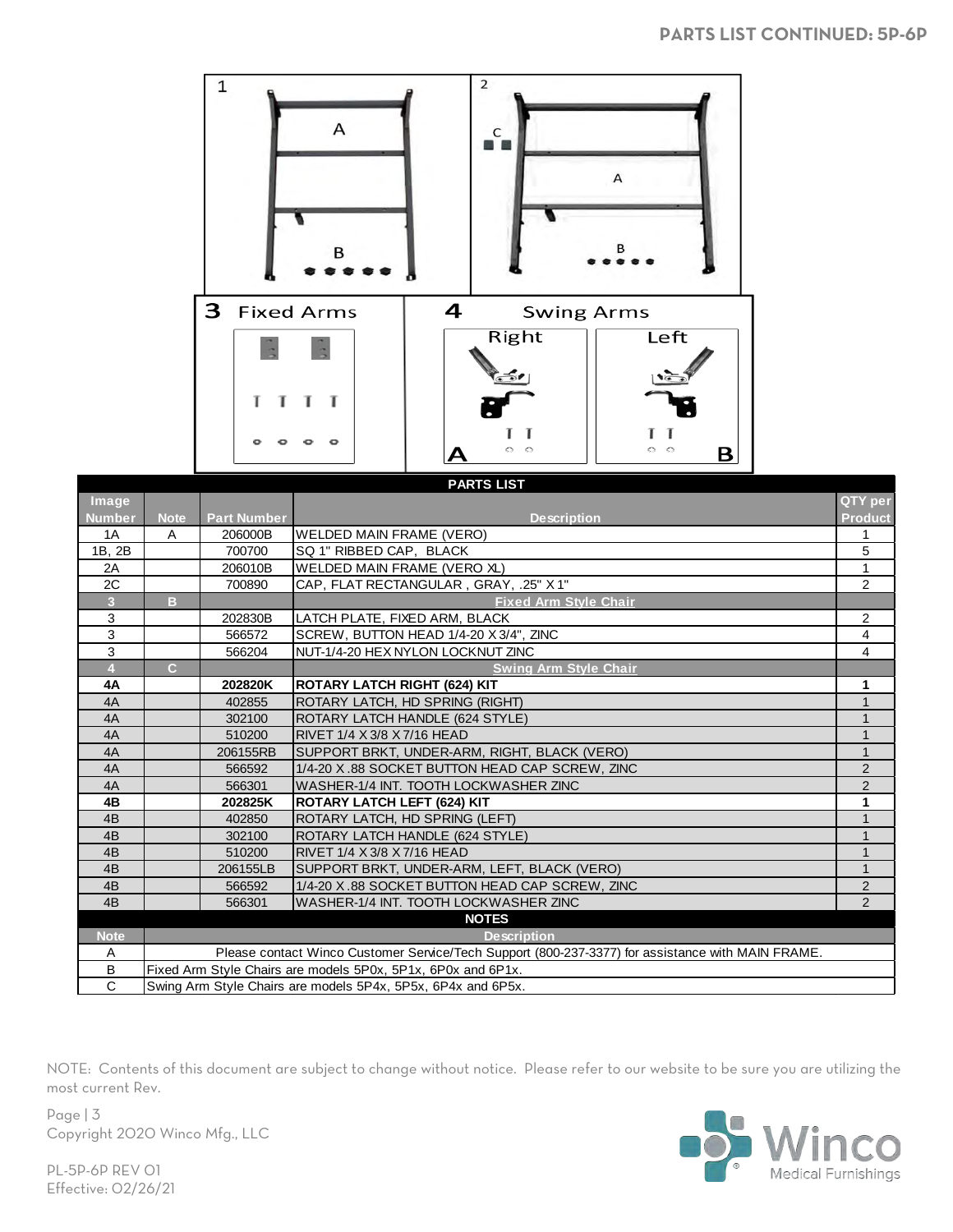## PARTS LIST CONTINUED: 5P-6P

1 A B

2 C A B

3 Fixed Arms

4 Swing Arms — Right A — Left B

**PARTS LIST**

| Image Number | Note | Part Number | Description | QTY per Product |
|---|---|---|---|---|
| 1A | A | 206000B | WELDED MAIN FRAME (VERO) | 1 |
| 1B, 2B | | 700700 | SQ 1" RIBBED CAP, BLACK | 5 |
| 2A | | 206010B | WELDED MAIN FRAME (VERO XL) | 1 |
| 2C | | 700890 | CAP, FLAT RECTANGULAR , GRAY, .25" X 1" | 2 |
| 3 | B | | Fixed Arm Style Chair | |
| 3 | | 202830B | LATCH PLATE, FIXED ARM, BLACK | 2 |
| 3 | | 566572 | SCREW, BUTTON HEAD 1/4-20 X 3/4", ZINC | 4 |
| 3 | | 566204 | NUT-1/4-20 HEX NYLON LOCKNUT ZINC | 4 |
| 4 | C | | Swing Arm Style Chair | |
| **4A** | | **202820K** | **ROTARY LATCH RIGHT (624) KIT** | **1** |
| 4A | | 402855 | ROTARY LATCH, HD SPRING (RIGHT) | 1 |
| 4A | | 302100 | ROTARY LATCH HANDLE (624 STYLE) | 1 |
| 4A | | 510200 | RIVET 1/4 X 3/8 X 7/16 HEAD | 1 |
| 4A | | 206155RB | SUPPORT BRKT, UNDER-ARM, RIGHT, BLACK (VERO) | 1 |
| 4A | | 566592 | 1/4-20 X .88 SOCKET BUTTON HEAD CAP SCREW, ZINC | 2 |
| 4A | | 566301 | WASHER-1/4 INT. TOOTH LOCKWASHER ZINC | 2 |
| **4B** | | **202825K** | **ROTARY LATCH LEFT (624) KIT** | **1** |
| 4B | | 402850 | ROTARY LATCH, HD SPRING (LEFT) | 1 |
| 4B | | 302100 | ROTARY LATCH HANDLE (624 STYLE) | 1 |
| 4B | | 510200 | RIVET 1/4 X 3/8 X 7/16 HEAD | 1 |
| 4B | | 206155LB | SUPPORT BRKT, UNDER-ARM, LEFT, BLACK (VERO) | 1 |
| 4B | | 566592 | 1/4-20 X .88 SOCKET BUTTON HEAD CAP SCREW, ZINC | 2 |
| 4B | | 566301 | WASHER-1/4 INT. TOOTH LOCKWASHER ZINC | 2 |

**NOTES**

| Note | Description |
|---|---|
| A | Please contact Winco Customer Service/Tech Support (800-237-3377) for assistance with MAIN FRAME. |
| B | Fixed Arm Style Chairs are models 5P0x, 5P1x, 6P0x and 6P1x. |
| C | Swing Arm Style Chairs are models 5P4x, 5P5x, 6P4x and 6P5x. |

NOTE: Contents of this document are subject to change without notice. Please refer to our website to be sure you are utilizing the most current Rev.

Copyright 2020 Winco Mfg., LLC

PL-5P-6P REV 01
Effective: 02/26/21

Winco Medical Furnishings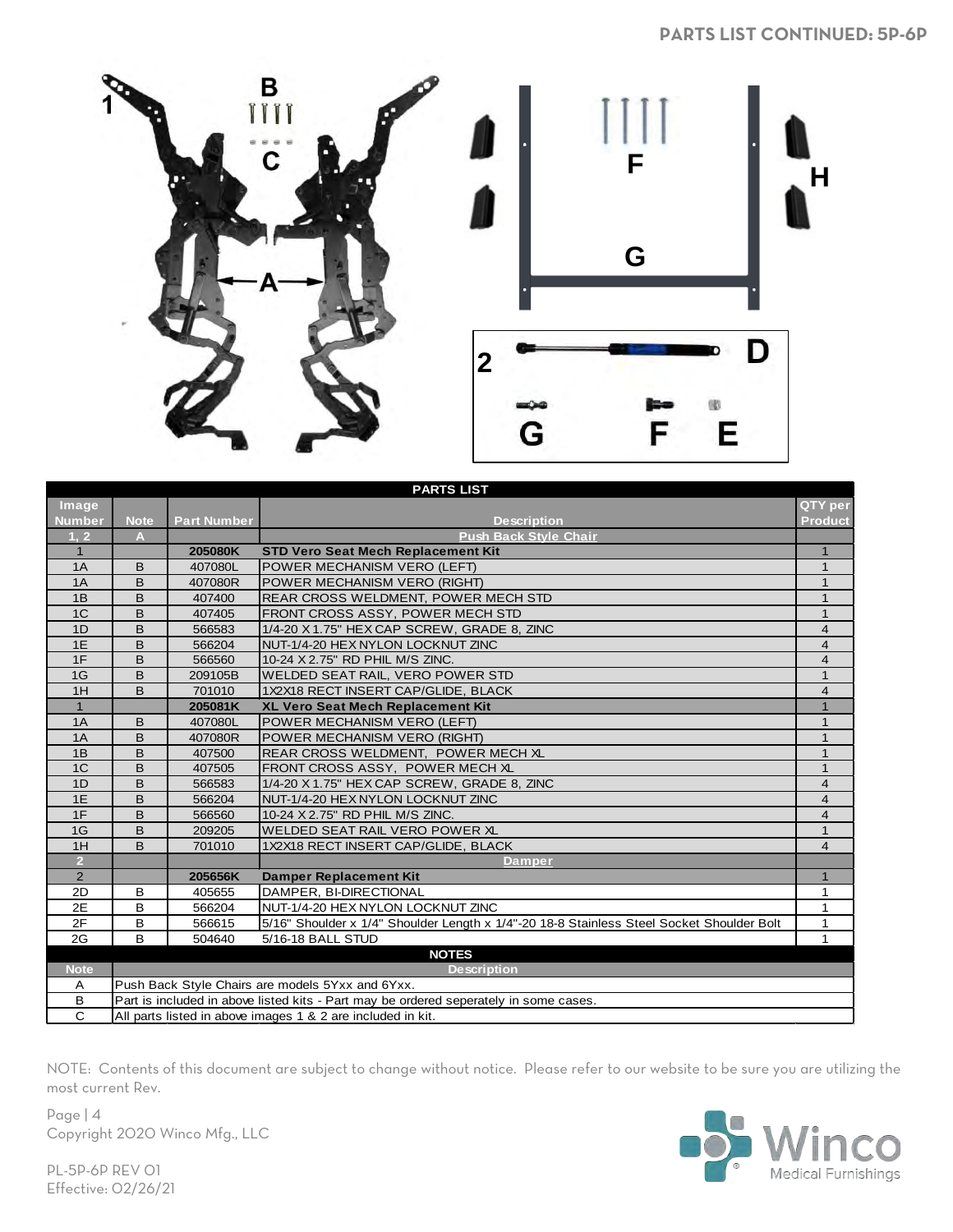# PARTS LIST CONTINUED: 5P-6P

1 B C A F H G 2 D G F E

| Image Number | Note | Part Number | Description | QTY per Product |
|---|---|---|---|---|
| **PARTS LIST** | | | | |
| 1, 2 | A | | Push Back Style Chair | |
| 1 | | **205080K** | **STD Vero Seat Mech Replacement Kit** | 1 |
| 1A | B | 407080L | POWER MECHANISM VERO (LEFT) | 1 |
| 1A | B | 407080R | POWER MECHANISM VERO (RIGHT) | 1 |
| 1B | B | 407400 | REAR CROSS WELDMENT, POWER MECH STD | 1 |
| 1C | B | 407405 | FRONT CROSS ASSY, POWER MECH STD | 1 |
| 1D | B | 566583 | 1/4-20 X 1.75" HEX CAP SCREW, GRADE 8, ZINC | 4 |
| 1E | B | 566204 | NUT-1/4-20 HEX NYLON LOCKNUT ZINC | 4 |
| 1F | B | 566560 | 10-24 X 2.75" RD PHIL M/S ZINC. | 4 |
| 1G | B | 209105B | WELDED SEAT RAIL, VERO POWER STD | 1 |
| 1H | B | 701010 | 1X2X18 RECT INSERT CAP/GLIDE, BLACK | 4 |
| 1 | | **205081K** | **XL Vero Seat Mech Replacement Kit** | 1 |
| 1A | B | 407080L | POWER MECHANISM VERO (LEFT) | 1 |
| 1A | B | 407080R | POWER MECHANISM VERO (RIGHT) | 1 |
| 1B | B | 407500 | REAR CROSS WELDMENT, POWER MECH XL | 1 |
| 1C | B | 407505 | FRONT CROSS ASSY, POWER MECH XL | 1 |
| 1D | B | 566583 | 1/4-20 X 1.75" HEX CAP SCREW, GRADE 8, ZINC | 4 |
| 1E | B | 566204 | NUT-1/4-20 HEX NYLON LOCKNUT ZINC | 4 |
| 1F | B | 566560 | 10-24 X 2.75" RD PHIL M/S ZINC. | 4 |
| 1G | B | 209205 | WELDED SEAT RAIL VERO POWER XL | 1 |
| 1H | B | 701010 | 1X2X18 RECT INSERT CAP/GLIDE, BLACK | 4 |
| 2 | | | Damper | |
| 2 | | **205656K** | **Damper Replacement Kit** | 1 |
| 2D | B | 405655 | DAMPER, BI-DIRECTIONAL | 1 |
| 2E | B | 566204 | NUT-1/4-20 HEX NYLON LOCKNUT ZINC | 1 |
| 2F | B | 566615 | 5/16" Shoulder x 1/4" Shoulder Length x 1/4"-20 18-8 Stainless Steel Socket Shoulder Bolt | 1 |
| 2G | B | 504640 | 5/16-18 BALL STUD | 1 |

**NOTES**

| Note | Description |
|---|---|
| A | Push Back Style Chairs are models 5Yxx and 6Yxx. |
| B | Part is included in above listed kits - Part may be ordered seperately in some cases. |
| C | All parts listed in above images 1 & 2 are included in kit. |

NOTE: Contents of this document are subject to change without notice. Please refer to our website to be sure you are utilizing the most current Rev.

Copyright 2020 Winco Mfg., LLC

PL-5P-6P REV 01
Effective: 02/26/21

Winco Medical Furnishings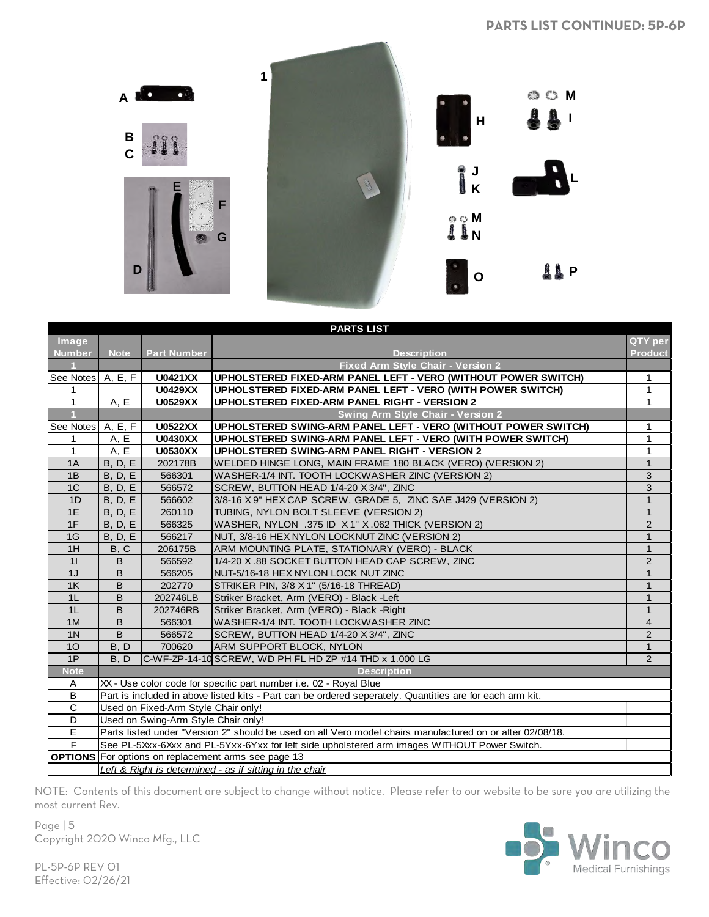## PARTS LIST CONTINUED: 5P-6P

A
B
C
D
E
F
G
1
H
M
I
J
K
L
M
N
O
P

| PARTS LIST | | | | |
|---|---|---|---|---|
| **Image Number** | **Note** | **Part Number** | **Description** | **QTY per Product** |
| **1** | | | **Fixed Arm Style Chair - Version 2** | |
| See Notes | A, E, F | **U0421XX** | **UPHOLSTERED FIXED-ARM PANEL LEFT - VERO (WITHOUT POWER SWITCH)** | 1 |
| 1 | | **U0429XX** | **UPHOLSTERED FIXED-ARM PANEL LEFT - VERO (WITH POWER SWITCH)** | 1 |
| 1 | A, E | **U0529XX** | **UPHOLSTERED FIXED-ARM PANEL RIGHT - VERSION 2** | 1 |
| **1** | | | **Swing Arm Style Chair - Version 2** | |
| See Notes | A, E, F | **U0522XX** | **UPHOLSTERED SWING-ARM PANEL LEFT - VERO (WITHOUT POWER SWITCH)** | 1 |
| 1 | A, E | **U0430XX** | **UPHOLSTERED SWING-ARM PANEL LEFT - VERO (WITH POWER SWITCH)** | 1 |
| 1 | A, E | **U0530XX** | **UPHOLSTERED SWING-ARM PANEL RIGHT - VERSION 2** | 1 |
| 1A | B, D, E | 202178B | WELDED HINGE LONG, MAIN FRAME 180 BLACK (VERO) (VERSION 2) | 1 |
| 1B | B, D, E | 566301 | WASHER-1/4 INT. TOOTH LOCKWASHER ZINC (VERSION 2) | 3 |
| 1C | B, D, E | 566572 | SCREW, BUTTON HEAD 1/4-20 X 3/4", ZINC | 3 |
| 1D | B, D, E | 566602 | 3/8-16 X 9" HEX CAP SCREW, GRADE 5, ZINC SAE J429 (VERSION 2) | 1 |
| 1E | B, D, E | 260110 | TUBING, NYLON BOLT SLEEVE (VERSION 2) | 1 |
| 1F | B, D, E | 566325 | WASHER, NYLON .375 ID X 1" X .062 THICK (VERSION 2) | 2 |
| 1G | B, D, E | 566217 | NUT, 3/8-16 HEX NYLON LOCKNUT ZINC (VERSION 2) | 1 |
| 1H | B, C | 206175B | ARM MOUNTING PLATE, STATIONARY (VERO) - BLACK | 1 |
| 1I | B | 566592 | 1/4-20 X .88 SOCKET BUTTON HEAD CAP SCREW, ZINC | 2 |
| 1J | B | 566205 | NUT-5/16-18 HEX NYLON LOCK NUT ZINC | 1 |
| 1K | B | 202770 | STRIKER PIN, 3/8 X 1" (5/16-18 THREAD) | 1 |
| 1L | B | 202746LB | Striker Bracket, Arm (VERO) - Black -Left | 1 |
| 1L | B | 202746RB | Striker Bracket, Arm (VERO) - Black -Right | 1 |
| 1M | B | 566301 | WASHER-1/4 INT. TOOTH LOCKWASHER ZINC | 4 |
| 1N | B | 566572 | SCREW, BUTTON HEAD 1/4-20 X 3/4", ZINC | 2 |
| 1O | B, D | 700620 | ARM SUPPORT BLOCK, NYLON | 1 |
| 1P | B, D | C-WF-ZP-14-10 | SCREW, WD PH FL HD ZP #14 THD x 1.000 LG | 2 |

| Note | Description |
|---|---|
| A | XX - Use color code for specific part number i.e. 02 - Royal Blue |
| B | Part is included in above listed kits - Part can be ordered seperately. Quantities are for each arm kit. |
| C | Used on Fixed-Arm Style Chair only! |
| D | Used on Swing-Arm Style Chair only! |
| E | Parts listed under "Version 2" should be used on all Vero model chairs manufactured on or after 02/08/18. |
| F | See PL-5Xxx-6Xxx and PL-5Yxx-6Yxx for left side upholstered arm images WITHOUT Power Switch. |
| **OPTIONS** | For options on replacement arms see page 13 |
| | *Left & Right is determined - as if sitting in the chair* |

NOTE: Contents of this document are subject to change without notice. Please refer to our website to be sure you are utilizing the most current Rev.

Copyright 2020 Winco Mfg., LLC

PL-5P-6P REV 01
Effective: 02/26/21

Winco Medical Furnishings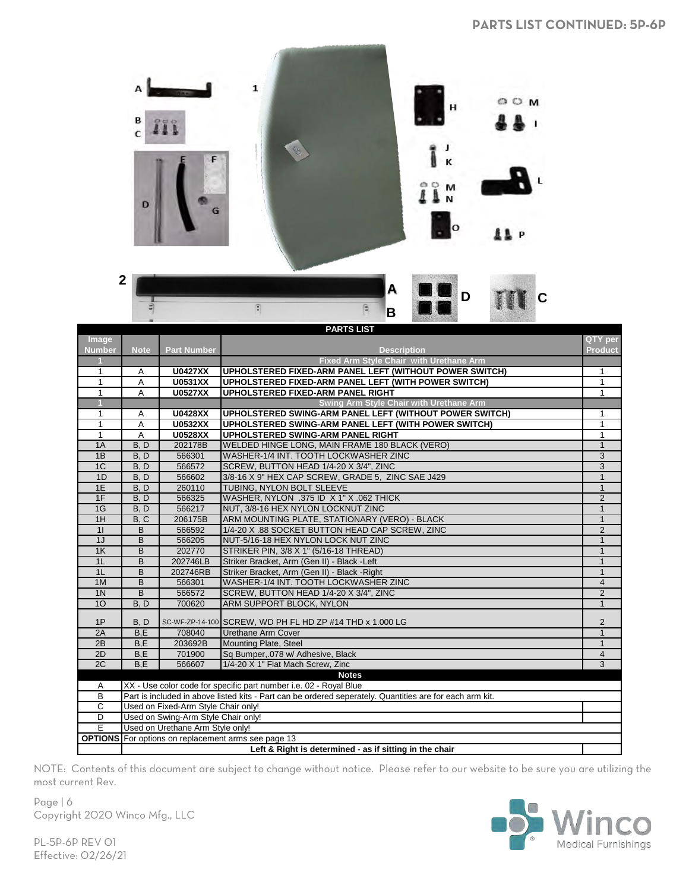## PARTS LIST CONTINUED: 5P-6P

| Image Number | Note | Part Number | Description | QTY per Product |
|---|---|---|---|---|
| **1** | | | **Fixed Arm Style Chair with Urethane Arm** | |
| 1 | A | **U0427XX** | **UPHOLSTERED FIXED-ARM PANEL LEFT (WITHOUT POWER SWITCH)** | 1 |
| 1 | A | **U0531XX** | **UPHOLSTERED FIXED-ARM PANEL LEFT (WITH POWER SWITCH)** | 1 |
| 1 | A | **U0527XX** | **UPHOLSTERED FIXED-ARM PANEL RIGHT** | 1 |
| **1** | | | **Swing Arm Style Chair with Urethane Arm** | |
| 1 | A | **U0428XX** | **UPHOLSTERED SWING-ARM PANEL LEFT (WITHOUT POWER SWITCH)** | 1 |
| 1 | A | **U0532XX** | **UPHOLSTERED SWING-ARM PANEL LEFT (WITH POWER SWITCH)** | 1 |
| 1 | A | **U0528XX** | **UPHOLSTERED SWING-ARM PANEL RIGHT** | 1 |
| 1A | B, D | 202178B | WELDED HINGE LONG, MAIN FRAME 180 BLACK (VERO) | 1 |
| 1B | B, D | 566301 | WASHER-1/4 INT. TOOTH LOCKWASHER ZINC | 3 |
| 1C | B, D | 566572 | SCREW, BUTTON HEAD 1/4-20 X 3/4", ZINC | 3 |
| 1D | B, D | 566602 | 3/8-16 X 9" HEX CAP SCREW, GRADE 5, ZINC SAE J429 | 1 |
| 1E | B, D | 260110 | TUBING, NYLON BOLT SLEEVE | 1 |
| 1F | B, D | 566325 | WASHER, NYLON .375 ID X 1" X .062 THICK | 2 |
| 1G | B, D | 566217 | NUT, 3/8-16 HEX NYLON LOCKNUT ZINC | 1 |
| 1H | B, C | 206175B | ARM MOUNTING PLATE, STATIONARY (VERO) - BLACK | 1 |
| 1I | B | 566592 | 1/4-20 X .88 SOCKET BUTTON HEAD CAP SCREW, ZINC | 2 |
| 1J | B | 566205 | NUT-5/16-18 HEX NYLON LOCK NUT ZINC | 1 |
| 1K | B | 202770 | STRIKER PIN, 3/8 X 1" (5/16-18 THREAD) | 1 |
| 1L | B | 202746LB | Striker Bracket, Arm (Gen II) - Black -Left | 1 |
| 1L | B | 202746RB | Striker Bracket, Arm (Gen II) - Black -Right | 1 |
| 1M | B | 566301 | WASHER-1/4 INT. TOOTH LOCKWASHER ZINC | 4 |
| 1N | B | 566572 | SCREW, BUTTON HEAD 1/4-20 X 3/4", ZINC | 2 |
| 1O | B, D | 700620 | ARM SUPPORT BLOCK, NYLON | 1 |
| 1P | B, D | SC-WF-ZP-14-100 | SCREW, WD PH FL HD ZP #14 THD x 1.000 LG | 2 |
| 2A | B,E | 708040 | Urethane Arm Cover | 1 |
| 2B | B,E | 203692B | Mounting Plate, Steel | 1 |
| 2D | B,E | 701900 | Sq Bumper,.078 w/ Adhesive, Black | 4 |
| 2C | B,E | 566607 | 1/4-20 X 1" Flat Mach Screw, Zinc | 3 |

**Notes**

| | |
|---|---|
| A | XX - Use color code for specific part number i.e. 02 - Royal Blue |
| B | Part is included in above listed kits - Part can be ordered seperately. Quantities are for each arm kit. |
| C | Used on Fixed-Arm Style Chair only! |
| D | Used on Swing-Arm Style Chair only! |
| E | Used on Urethane Arm Style only! |
| **OPTIONS** | For options on replacement arms see page 13 |
| | **Left & Right is determined - as if sitting in the chair** |

NOTE: Contents of this document are subject to change without notice. Please refer to our website to be sure you are utilizing the most current Rev.

Copyright 2020 Winco Mfg., LLC

PL-5P-6P REV 01
Effective: 02/26/21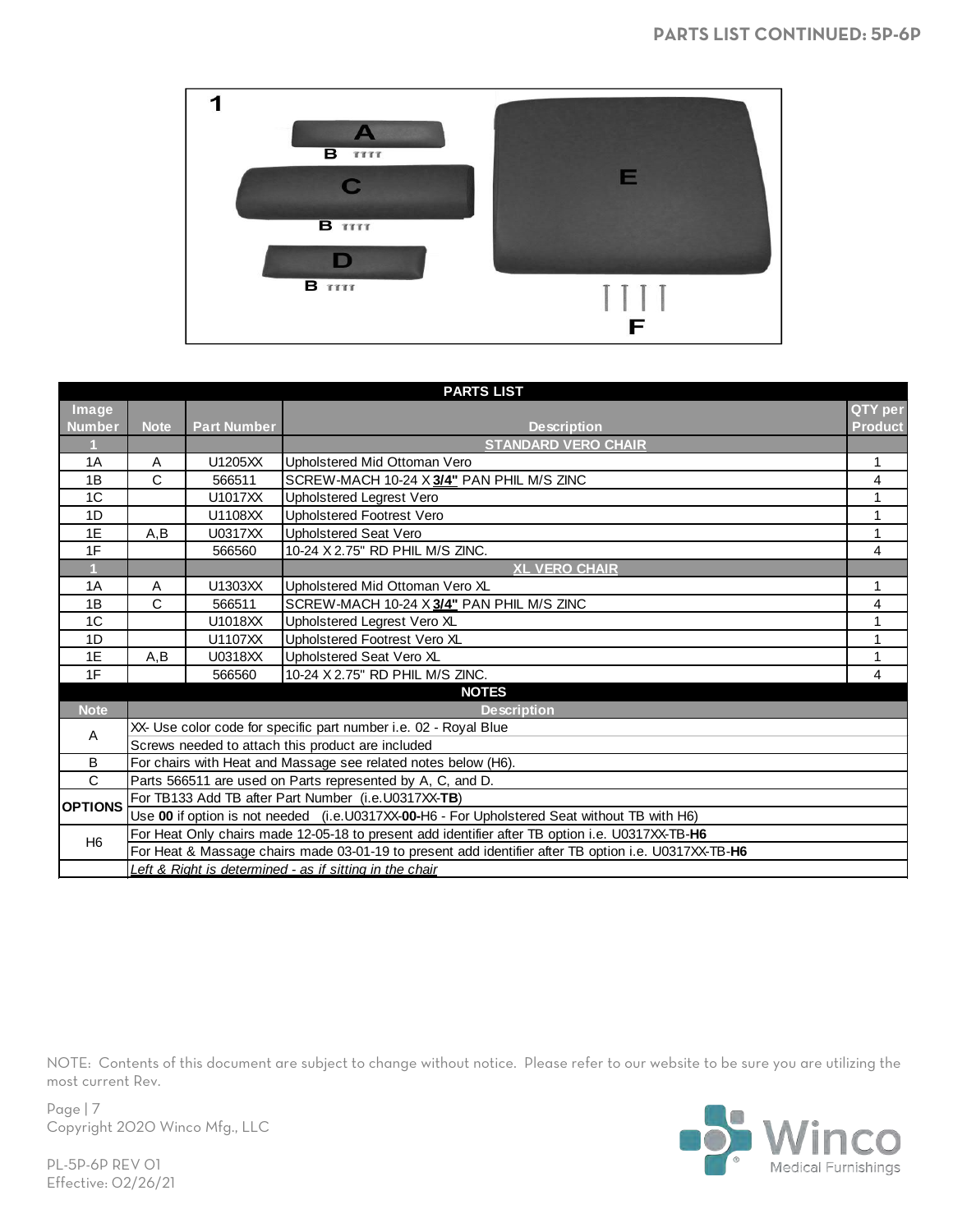## PARTS LIST CONTINUED: 5P-6P

| PARTS LIST | | | | |
|---|---|---|---|---|
| Image Number | Note | Part Number | Description | QTY per Product |
| 1 | | | STANDARD VERO CHAIR | |
| 1A | A | U1205XX | Upholstered Mid Ottoman Vero | 1 |
| 1B | C | 566511 | SCREW-MACH 10-24 X **3/4"** PAN PHIL M/S ZINC | 4 |
| 1C | | U1017XX | Upholstered Legrest Vero | 1 |
| 1D | | U1108XX | Upholstered Footrest Vero | 1 |
| 1E | A,B | U0317XX | Upholstered Seat Vero | 1 |
| 1F | | 566560 | 10-24 X 2.75" RD PHIL M/S ZINC. | 4 |
| 1 | | | XL VERO CHAIR | |
| 1A | A | U1303XX | Upholstered Mid Ottoman Vero XL | 1 |
| 1B | C | 566511 | SCREW-MACH 10-24 X **3/4"** PAN PHIL M/S ZINC | 4 |
| 1C | | U1018XX | Upholstered Legrest Vero XL | 1 |
| 1D | | U1107XX | Upholstered Footrest Vero XL | 1 |
| 1E | A,B | U0318XX | Upholstered Seat Vero XL | 1 |
| 1F | | 566560 | 10-24 X 2.75" RD PHIL M/S ZINC. | 4 |

| NOTES | |
|---|---|
| Note | Description |
| A | XX- Use color code for specific part number i.e. 02 - Royal Blue |
| | Screws needed to attach this product are included |
| B | For chairs with Heat and Massage see related notes below (H6). |
| C | Parts 566511 are used on Parts represented by A, C, and D. |
| OPTIONS | For TB133 Add TB after Part Number (i.e.U0317XX-**TB**) |
| | Use **00** if option is not needed (i.e.U0317XX-**00**-H6 - For Upholstered Seat without TB with H6) |
| H6 | For Heat Only chairs made 12-05-18 to present add identifier after TB option i.e. U0317XX-TB-**H6** |
| | For Heat & Massage chairs made 03-01-19 to present add identifier after TB option i.e. U0317XX-TB-**H6** |
| | *Left & Right is determined - as if sitting in the chair* |

NOTE: Contents of this document are subject to change without notice. Please refer to our website to be sure you are utilizing the most current Rev.

Copyright 2020 Winco Mfg., LLC

PL-5P-6P REV 01
Effective: 02/26/21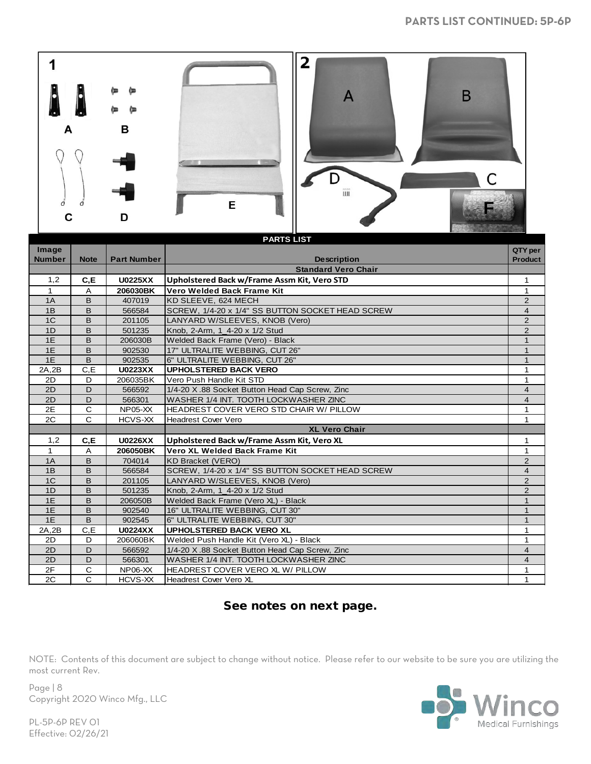## PARTS LIST CONTINUED: 5P-6P

| Image Number | Note | Part Number | Description | QTY per Product |
|---|---|---|---|---|
| | | | **Standard Vero Chair** | |
| 1,2 | **C,E** | **U0225XX** | **Upholstered Back w/Frame Assm Kit, Vero STD** | 1 |
| 1 | A | **206030BK** | **Vero Welded Back Frame Kit** | 1 |
| 1A | B | 407019 | KD SLEEVE, 624 MECH | 2 |
| 1B | B | 566584 | SCREW, 1/4-20 x 1/4" SS BUTTON SOCKET HEAD SCREW | 4 |
| 1C | B | 201105 | LANYARD W/SLEEVES, KNOB (Vero) | 2 |
| 1D | B | 501235 | Knob, 2-Arm, 1_4-20 x 1/2 Stud | 2 |
| 1E | B | 206030B | Welded Back Frame (Vero) - Black | 1 |
| 1E | B | 902530 | 17" ULTRALITE WEBBING, CUT 26" | 1 |
| 1E | B | 902535 | 6" ULTRALITE WEBBING, CUT 26" | 1 |
| 2A,2B | C,E | **U0223XX** | **UPHOLSTERED BACK VERO** | 1 |
| 2D | D | 206035BK | Vero Push Handle Kit STD | 1 |
| 2D | D | 566592 | 1/4-20 X .88 Socket Button Head Cap Screw, Zinc | 4 |
| 2D | D | 566301 | WASHER 1/4 INT. TOOTH LOCKWASHER ZINC | 4 |
| 2E | C | NP05-XX | HEADREST COVER VERO STD CHAIR W/ PILLOW | 1 |
| 2C | C | HCVS-XX | Headrest Cover Vero | 1 |
| | | | **XL Vero Chair** | |
| 1,2 | **C,E** | **U0226XX** | **Upholstered Back w/Frame Assm Kit, Vero XL** | 1 |
| 1 | A | **206050BK** | **Vero XL Welded Back Frame Kit** | 1 |
| 1A | B | 704014 | KD Bracket (VERO) | 2 |
| 1B | B | 566584 | SCREW, 1/4-20 x 1/4" SS BUTTON SOCKET HEAD SCREW | 4 |
| 1C | B | 201105 | LANYARD W/SLEEVES, KNOB (Vero) | 2 |
| 1D | B | 501235 | Knob, 2-Arm, 1_4-20 x 1/2 Stud | 2 |
| 1E | B | 206050B | Welded Back Frame (Vero XL) - Black | 1 |
| 1E | B | 902540 | 16" ULTRALITE WEBBING, CUT 30" | 1 |
| 1E | B | 902545 | 6" ULTRALITE WEBBING, CUT 30" | 1 |
| 2A,2B | C,E | **U0224XX** | **UPHOLSTERED BACK VERO XL** | 1 |
| 2D | D | 206060BK | Welded Push Handle Kit (Vero XL) - Black | 1 |
| 2D | D | 566592 | 1/4-20 X .88 Socket Button Head Cap Screw, Zinc | 4 |
| 2D | D | 566301 | WASHER 1/4 INT. TOOTH LOCKWASHER ZINC | 4 |
| 2F | C | NP06-XX | HEADREST COVER VERO XL W/ PILLOW | 1 |
| 2C | C | HCVS-XX | Headrest Cover Vero XL | 1 |

**See notes on next page.**

NOTE: Contents of this document are subject to change without notice. Please refer to our website to be sure you are utilizing the most current Rev.

Copyright 2020 Winco Mfg., LLC

PL-5P-6P REV 01
Effective: 02/26/21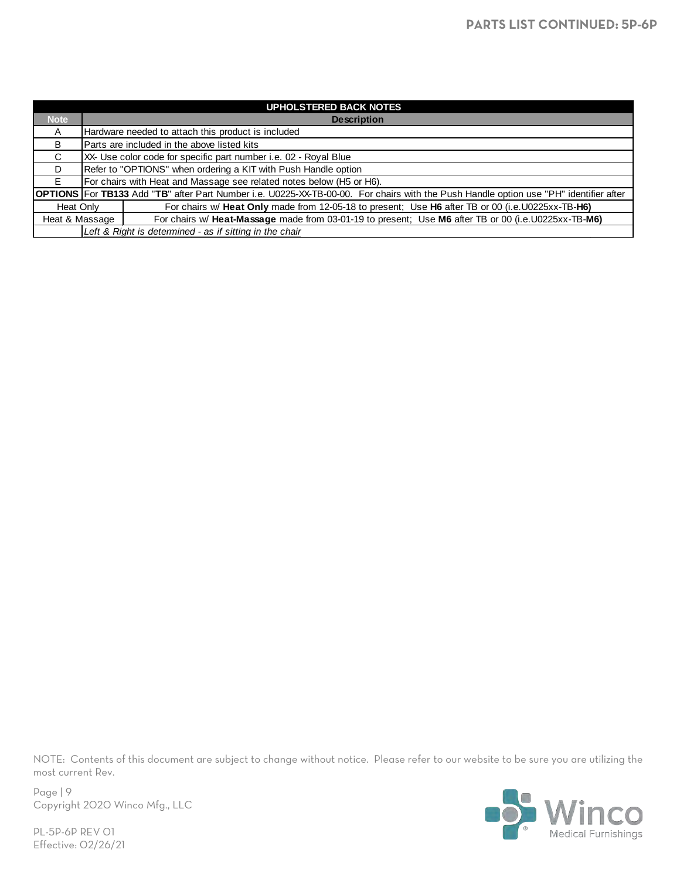| UPHOLSTERED BACK NOTES | |
|---|---|
| **Note** | **Description** |
| A | Hardware needed to attach this product is included |
| B | Parts are included in the above listed kits |
| C | XX- Use color code for specific part number i.e. 02 - Royal Blue |
| D | Refer to "OPTIONS" when ordering a KIT with Push Handle option |
| E | For chairs with Heat and Massage see related notes below (H5 or H6). |
| **OPTIONS** | For **TB133** Add "**TB**" after Part Number i.e. U0225-XX-TB-00-00. For chairs with the Push Handle option use "PH" identifier after |
| Heat Only | For chairs w/ **Heat Only** made from 12-05-18 to present; Use **H6** after TB or 00 (i.e.U0225xx-TB-**H6)** |
| Heat & Massage | For chairs w/ **Heat-Massage** made from 03-01-19 to present; Use **M6** after TB or 00 (i.e.U0225xx-TB-**M6)** |
| | *Left & Right is determined - as if sitting in the chair* |

NOTE: Contents of this document are subject to change without notice. Please refer to our website to be sure you are utilizing the most current Rev.

Copyright 2020 Winco Mfg., LLC

PL-5P-6P REV 01
Effective: 02/26/21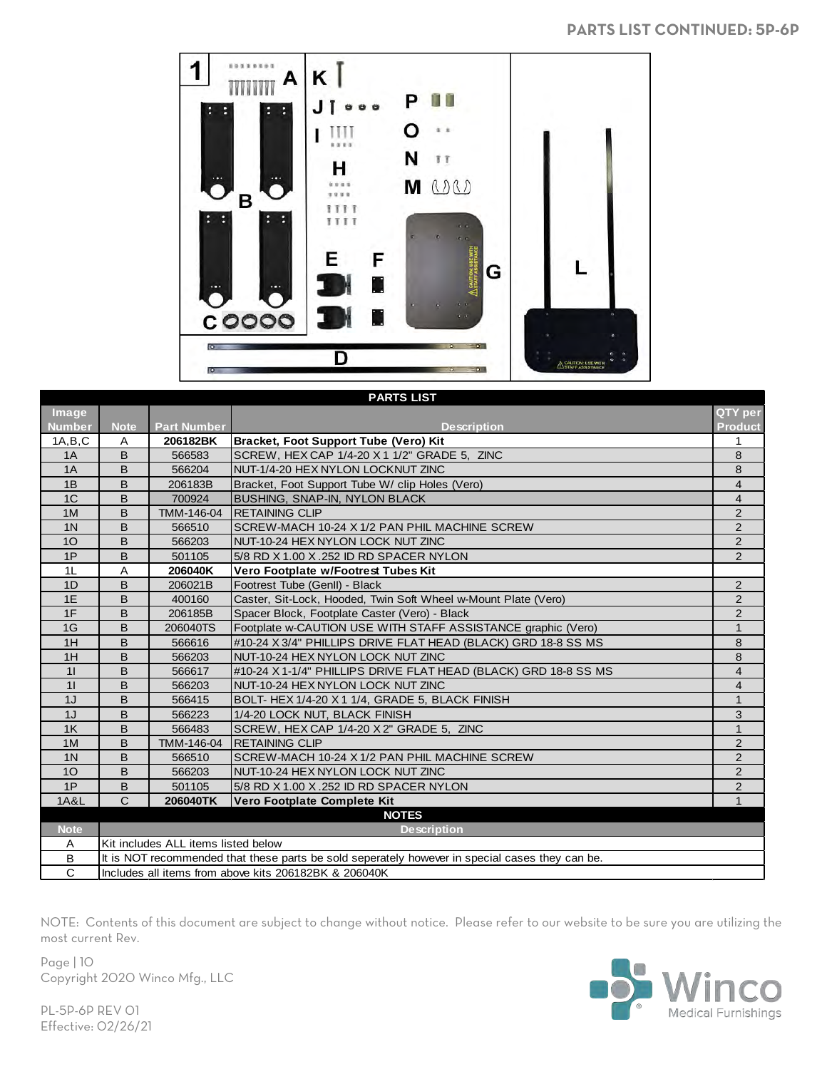# PARTS LIST CONTINUED: 5P-6P

**PARTS LIST**

| Image Number | Note | Part Number | Description | QTY per Product |
|---|---|---|---|---|
| 1A,B,C | A | **206182BK** | **Bracket, Foot Support Tube (Vero) Kit** | 1 |
| 1A | B | 566583 | SCREW, HEX CAP 1/4-20 X 1 1/2" GRADE 5, ZINC | 8 |
| 1A | B | 566204 | NUT-1/4-20 HEX NYLON LOCKNUT ZINC | 8 |
| 1B | B | 206183B | Bracket, Foot Support Tube W/ clip Holes (Vero) | 4 |
| 1C | B | 700924 | BUSHING, SNAP-IN, NYLON BLACK | 4 |
| 1M | B | TMM-146-04 | RETAINING CLIP | 2 |
| 1N | B | 566510 | SCREW-MACH 10-24 X 1/2 PAN PHIL MACHINE SCREW | 2 |
| 1O | B | 566203 | NUT-10-24 HEX NYLON LOCK NUT ZINC | 2 |
| 1P | B | 501105 | 5/8 RD X 1.00 X .252 ID RD SPACER NYLON | 2 |
| 1L | A | **206040K** | **Vero Footplate w/Footrest Tubes Kit** | |
| 1D | B | 206021B | Footrest Tube (GenII) - Black | 2 |
| 1E | B | 400160 | Caster, Sit-Lock, Hooded, Twin Soft Wheel w-Mount Plate (Vero) | 2 |
| 1F | B | 206185B | Spacer Block, Footplate Caster (Vero) - Black | 2 |
| 1G | B | 206040TS | Footplate w-CAUTION USE WITH STAFF ASSISTANCE graphic (Vero) | 1 |
| 1H | B | 566616 | #10-24 X 3/4" PHILLIPS DRIVE FLAT HEAD (BLACK) GRD 18-8 SS MS | 8 |
| 1H | B | 566203 | NUT-10-24 HEX NYLON LOCK NUT ZINC | 8 |
| 1I | B | 566617 | #10-24 X 1-1/4" PHILLIPS DRIVE FLAT HEAD (BLACK) GRD 18-8 SS MS | 4 |
| 1I | B | 566203 | NUT-10-24 HEX NYLON LOCK NUT ZINC | 4 |
| 1J | B | 566415 | BOLT- HEX 1/4-20 X 1 1/4, GRADE 5, BLACK FINISH | 1 |
| 1J | B | 566223 | 1/4-20 LOCK NUT, BLACK FINISH | 3 |
| 1K | B | 566483 | SCREW, HEX CAP 1/4-20 X 2" GRADE 5, ZINC | 1 |
| 1M | B | TMM-146-04 | RETAINING CLIP | 2 |
| 1N | B | 566510 | SCREW-MACH 10-24 X 1/2 PAN PHIL MACHINE SCREW | 2 |
| 1O | B | 566203 | NUT-10-24 HEX NYLON LOCK NUT ZINC | 2 |
| 1P | B | 501105 | 5/8 RD X 1.00 X .252 ID RD SPACER NYLON | 2 |
| 1A&L | C | **206040TK** | **Vero Footplate Complete Kit** | 1 |

**NOTES**

| Note | Description |
|---|---|
| A | Kit includes ALL items listed below |
| B | It is NOT recommended that these parts be sold seperately however in special cases they can be. |
| C | Includes all items from above kits 206182BK & 206040K |

NOTE: Contents of this document are subject to change without notice. Please refer to our website to be sure you are utilizing the most current Rev.

Copyright 2020 Winco Mfg., LLC

PL-5P-6P REV 01
Effective: 02/26/21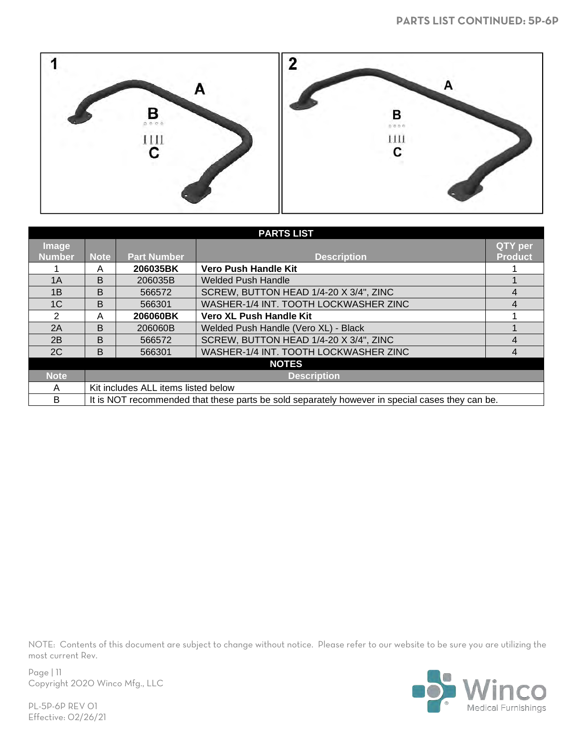# PARTS LIST CONTINUED: 5P-6P

**PARTS LIST**

| Image Number | Note | Part Number | Description | QTY per Product |
|---|---|---|---|---|
| 1 | A | **206035BK** | **Vero Push Handle Kit** | 1 |
| 1A | B | 206035B | Welded Push Handle | 1 |
| 1B | B | 566572 | SCREW, BUTTON HEAD 1/4-20 X 3/4", ZINC | 4 |
| 1C | B | 566301 | WASHER-1/4 INT. TOOTH LOCKWASHER ZINC | 4 |
| 2 | A | **206060BK** | **Vero XL Push Handle Kit** | 1 |
| 2A | B | 206060B | Welded Push Handle (Vero XL) - Black | 1 |
| 2B | B | 566572 | SCREW, BUTTON HEAD 1/4-20 X 3/4", ZINC | 4 |
| 2C | B | 566301 | WASHER-1/4 INT. TOOTH LOCKWASHER ZINC | 4 |

**NOTES**

| Note | Description |
|---|---|
| A | Kit includes ALL items listed below |
| B | It is NOT recommended that these parts be sold separately however in special cases they can be. |

NOTE: Contents of this document are subject to change without notice. Please refer to our website to be sure you are utilizing the most current Rev.

Copyright 2020 Winco Mfg., LLC

PL-5P-6P REV 01
Effective: 02/26/21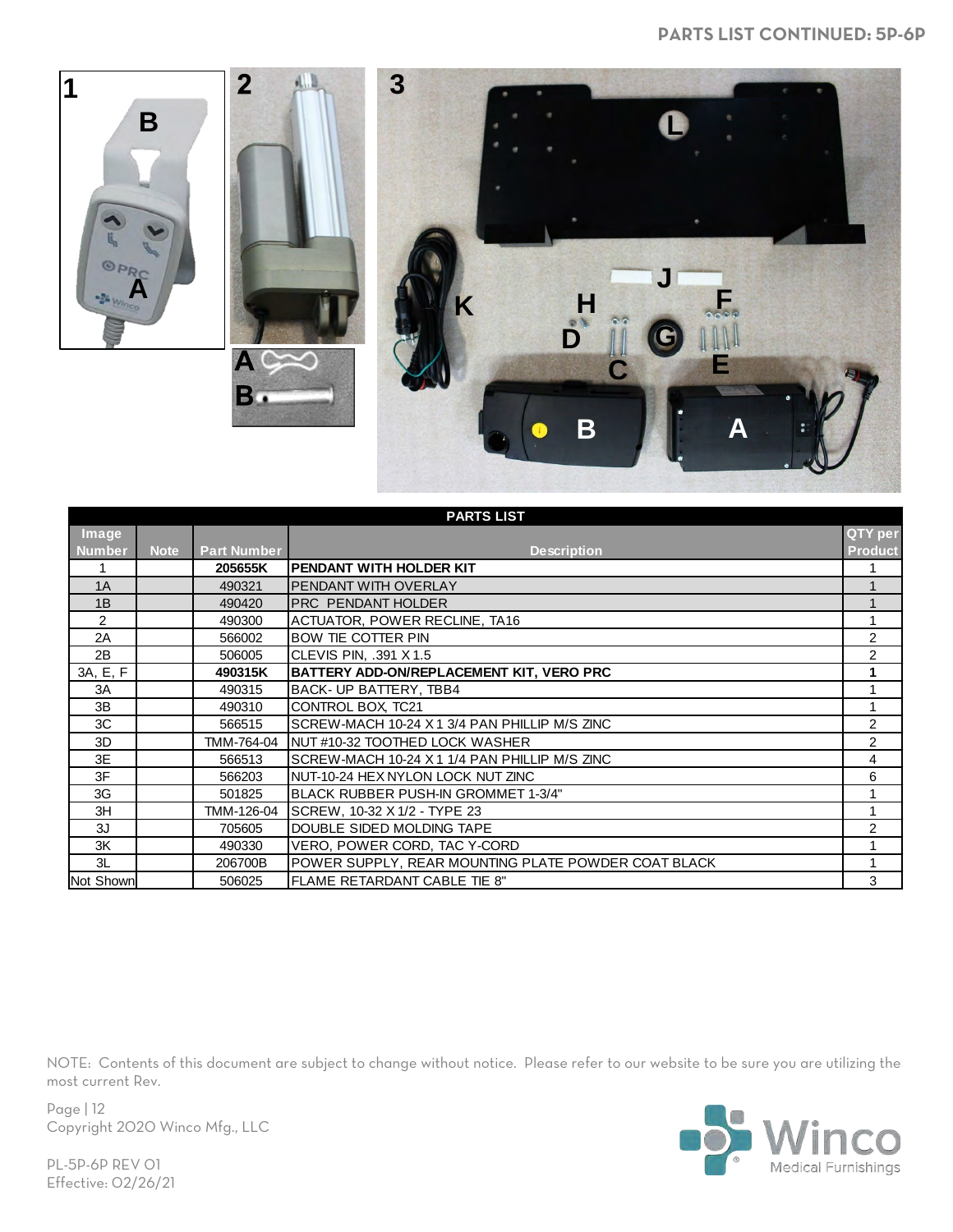# PARTS LIST CONTINUED: 5P-6P

| PARTS LIST | | | | |
|---|---|---|---|---|
| Image Number | Note | Part Number | Description | QTY per Product |
| 1 | | **205655K** | **PENDANT WITH HOLDER KIT** | 1 |
| 1A | | 490321 | PENDANT WITH OVERLAY | 1 |
| 1B | | 490420 | PRC PENDANT HOLDER | 1 |
| 2 | | 490300 | ACTUATOR, POWER RECLINE, TA16 | 1 |
| 2A | | 566002 | BOW TIE COTTER PIN | 2 |
| 2B | | 506005 | CLEVIS PIN, .391 X 1.5 | 2 |
| 3A, E, F | | **490315K** | **BATTERY ADD-ON/REPLACEMENT KIT, VERO PRC** | **1** |
| 3A | | 490315 | BACK- UP BATTERY, TBB4 | 1 |
| 3B | | 490310 | CONTROL BOX, TC21 | 1 |
| 3C | | 566515 | SCREW-MACH 10-24 X 1 3/4 PAN PHILLIP M/S ZINC | 2 |
| 3D | | TMM-764-04 | NUT #10-32 TOOTHED LOCK WASHER | 2 |
| 3E | | 566513 | SCREW-MACH 10-24 X 1 1/4 PAN PHILLIP M/S ZINC | 4 |
| 3F | | 566203 | NUT-10-24 HEX NYLON LOCK NUT ZINC | 6 |
| 3G | | 501825 | BLACK RUBBER PUSH-IN GROMMET 1-3/4" | 1 |
| 3H | | TMM-126-04 | SCREW, 10-32 X 1/2 - TYPE 23 | 1 |
| 3J | | 705605 | DOUBLE SIDED MOLDING TAPE | 2 |
| 3K | | 490330 | VERO, POWER CORD, TAC Y-CORD | 1 |
| 3L | | 206700B | POWER SUPPLY, REAR MOUNTING PLATE POWDER COAT BLACK | 1 |
| Not Shown | | 506025 | FLAME RETARDANT CABLE TIE 8" | 3 |

NOTE: Contents of this document are subject to change without notice. Please refer to our website to be sure you are utilizing the most current Rev.

Copyright 2020 Winco Mfg., LLC

PL-5P-6P REV 01
Effective: 02/26/21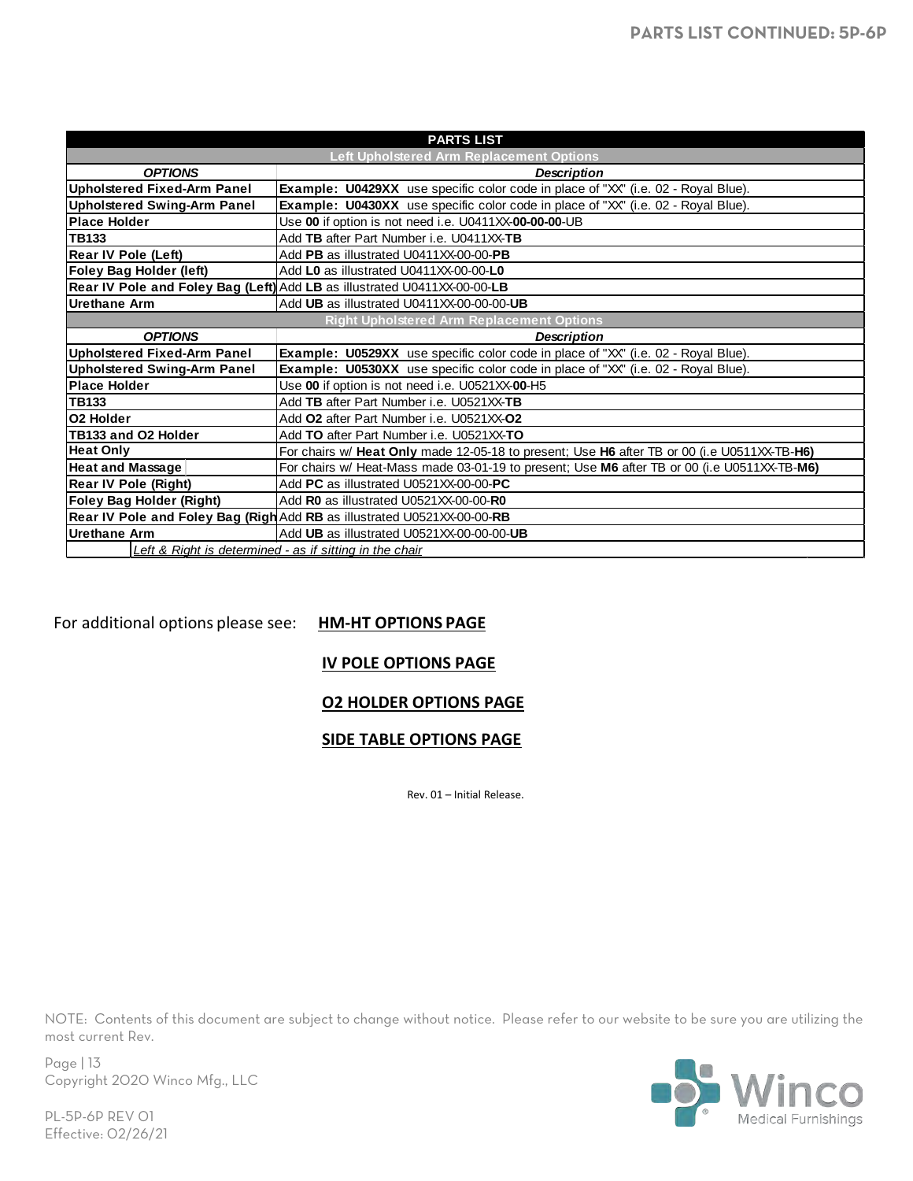# PARTS LIST CONTINUED: 5P-6P

| PARTS LIST | |
|---|---|
| **Left Upholstered Arm Replacement Options** | |
| ***OPTIONS*** | ***Description*** |
| **Upholstered Fixed-Arm Panel** | **Example: U0429XX** use specific color code in place of "XX" (i.e. 02 - Royal Blue). |
| **Upholstered Swing-Arm Panel** | **Example: U0430XX** use specific color code in place of "XX" (i.e. 02 - Royal Blue). |
| **Place Holder** | Use **00** if option is not need i.e. U0411XX-**00-00-00**-UB |
| **TB133** | Add **TB** after Part Number i.e. U0411XX-**TB** |
| **Rear IV Pole (Left)** | Add **PB** as illustrated U0411XX-00-00-**PB** |
| **Foley Bag Holder (left)** | Add **L0** as illustrated U0411XX-00-00-**L0** |
| **Rear IV Pole and Foley Bag (Left)** | Add **LB** as illustrated U0411XX-00-00-**LB** |
| **Urethane Arm** | Add **UB** as illustrated U0411XX-00-00-00-**UB** |
| **Right Upholstered Arm Replacement Options** | |
| ***OPTIONS*** | ***Description*** |
| **Upholstered Fixed-Arm Panel** | **Example: U0529XX** use specific color code in place of "XX" (i.e. 02 - Royal Blue). |
| **Upholstered Swing-Arm Panel** | **Example: U0530XX** use specific color code in place of "XX" (i.e. 02 - Royal Blue). |
| **Place Holder** | Use **00** if option is not need i.e. U0521XX-**00**-H5 |
| **TB133** | Add **TB** after Part Number i.e. U0521XX-**TB** |
| **O2 Holder** | Add **O2** after Part Number i.e. U0521XX-**O2** |
| **TB133 and O2 Holder** | Add **TO** after Part Number i.e. U0521XX-**TO** |
| **Heat Only** | For chairs w/ **Heat Only** made 12-05-18 to present; Use **H6** after TB or 00 (i.e U0511XX-TB-**H6)** |
| **Heat and Massage** | For chairs w/ Heat-Mass made 03-01-19 to present; Use **M6** after TB or 00 (i.e U0511XX-TB-**M6)** |
| **Rear IV Pole (Right)** | Add **PC** as illustrated U0521XX-00-00-**PC** |
| **Foley Bag Holder (Right)** | Add **R0** as illustrated U0521XX-00-00-**R0** |
| **Rear IV Pole and Foley Bag (Righ** | Add **RB** as illustrated U0521XX-00-00-**RB** |
| **Urethane Arm** | Add **UB** as illustrated U0521XX-00-00-00-**UB** |
| *Left & Right is determined - as if sitting in the chair* | |

For additional options please see: **HM-HT OPTIONS PAGE**

**IV POLE OPTIONS PAGE**

**O2 HOLDER OPTIONS PAGE**

**SIDE TABLE OPTIONS PAGE**

Rev. 01 – Initial Release.

NOTE: Contents of this document are subject to change without notice. Please refer to our website to be sure you are utilizing the most current Rev.

Copyright 2020 Winco Mfg., LLC

PL-5P-6P REV 01
Effective: 02/26/21

Winco Medical Furnishings